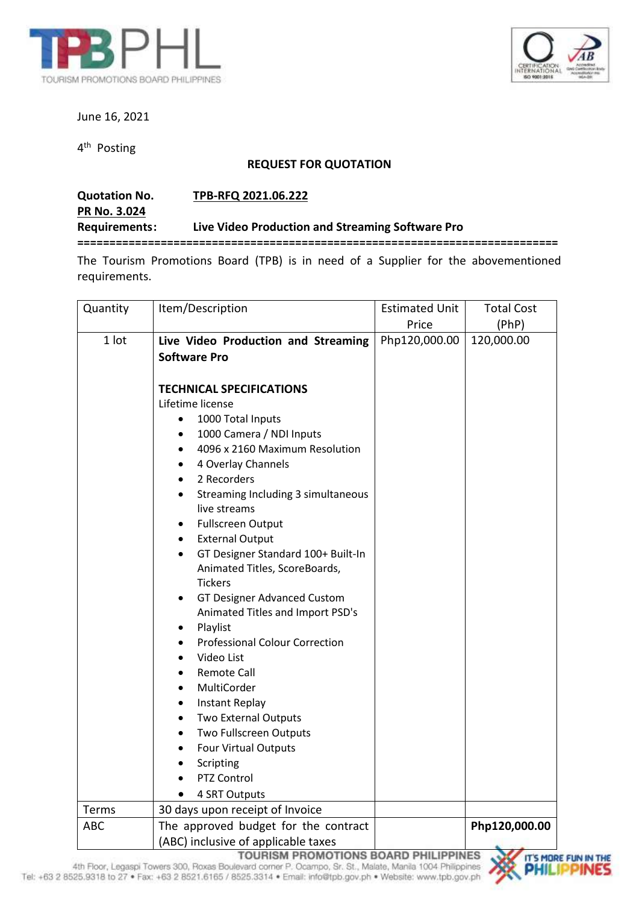June 16, 2021

4th Posting

**REQUEST FOR QUOTATION**

**Quotation No.** **TPB-RFQ 2021.06.222**
**PR No. 3.024**
**Requirements:** **Live Video Production and Streaming Software Pro**

==========================================================================

The Tourism Promotions Board (TPB) is in need of a Supplier for the abovementioned requirements.

| Quantity | Item/Description | Estimated Unit Price | Total Cost (PhP) |
|---|---|---|---|
| 1 lot | **Live Video Production and Streaming Software Pro**<br><br>**TECHNICAL SPECIFICATIONS**<br>Lifetime license<br>• 1000 Total Inputs<br>• 1000 Camera / NDI Inputs<br>• 4096 x 2160 Maximum Resolution<br>• 4 Overlay Channels<br>• 2 Recorders<br>• Streaming Including 3 simultaneous live streams<br>• Fullscreen Output<br>• External Output<br>• GT Designer Standard 100+ Built-In Animated Titles, ScoreBoards, Tickers<br>• GT Designer Advanced Custom Animated Titles and Import PSD's<br>• Playlist<br>• Professional Colour Correction<br>• Video List<br>• Remote Call<br>• MultiCorder<br>• Instant Replay<br>• Two External Outputs<br>• Two Fullscreen Outputs<br>• Four Virtual Outputs<br>• Scripting<br>• PTZ Control<br>• 4 SRT Outputs | Php120,000.00 | 120,000.00 |
| Terms | 30 days upon receipt of Invoice | | |
| ABC | The approved budget for the contract (ABC) inclusive of applicable taxes | | **Php120,000.00** |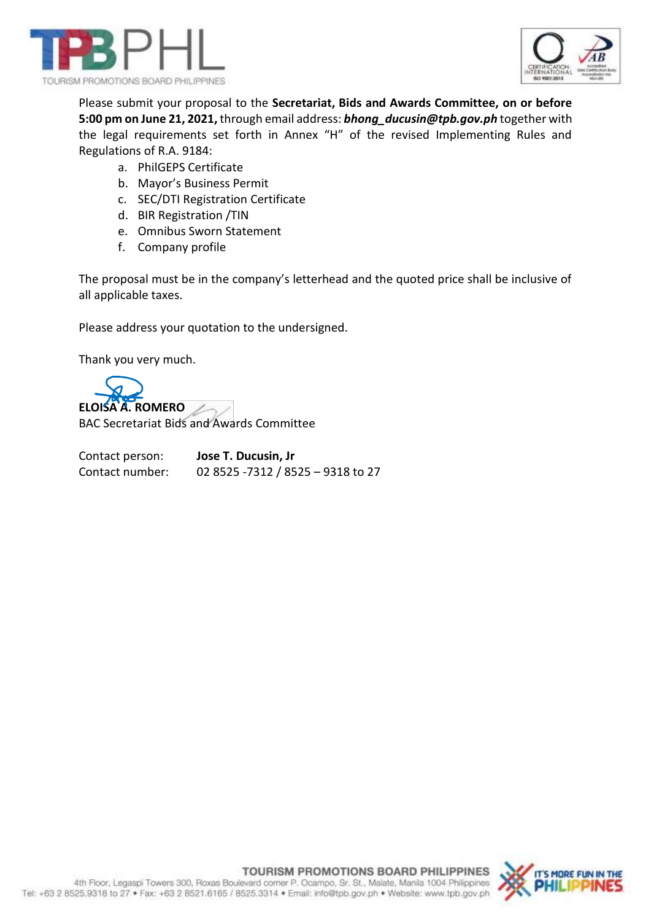Please submit your proposal to the **Secretariat, Bids and Awards Committee, on or before 5:00 pm on June 21, 2021,** through email address: ***bhong_ducusin@tpb.gov.ph*** together with the legal requirements set forth in Annex "H" of the revised Implementing Rules and Regulations of R.A. 9184:

a. PhilGEPS Certificate
b. Mayor's Business Permit
c. SEC/DTI Registration Certificate
d. BIR Registration /TIN
e. Omnibus Sworn Statement
f. Company profile

The proposal must be in the company's letterhead and the quoted price shall be inclusive of all applicable taxes.

Please address your quotation to the undersigned.

Thank you very much.

**ELOISA A. ROMERO**
BAC Secretariat Bids and Awards Committee

Contact person: **Jose T. Ducusin, Jr**
Contact number: 02 8525 -7312 / 8525 – 9318 to 27